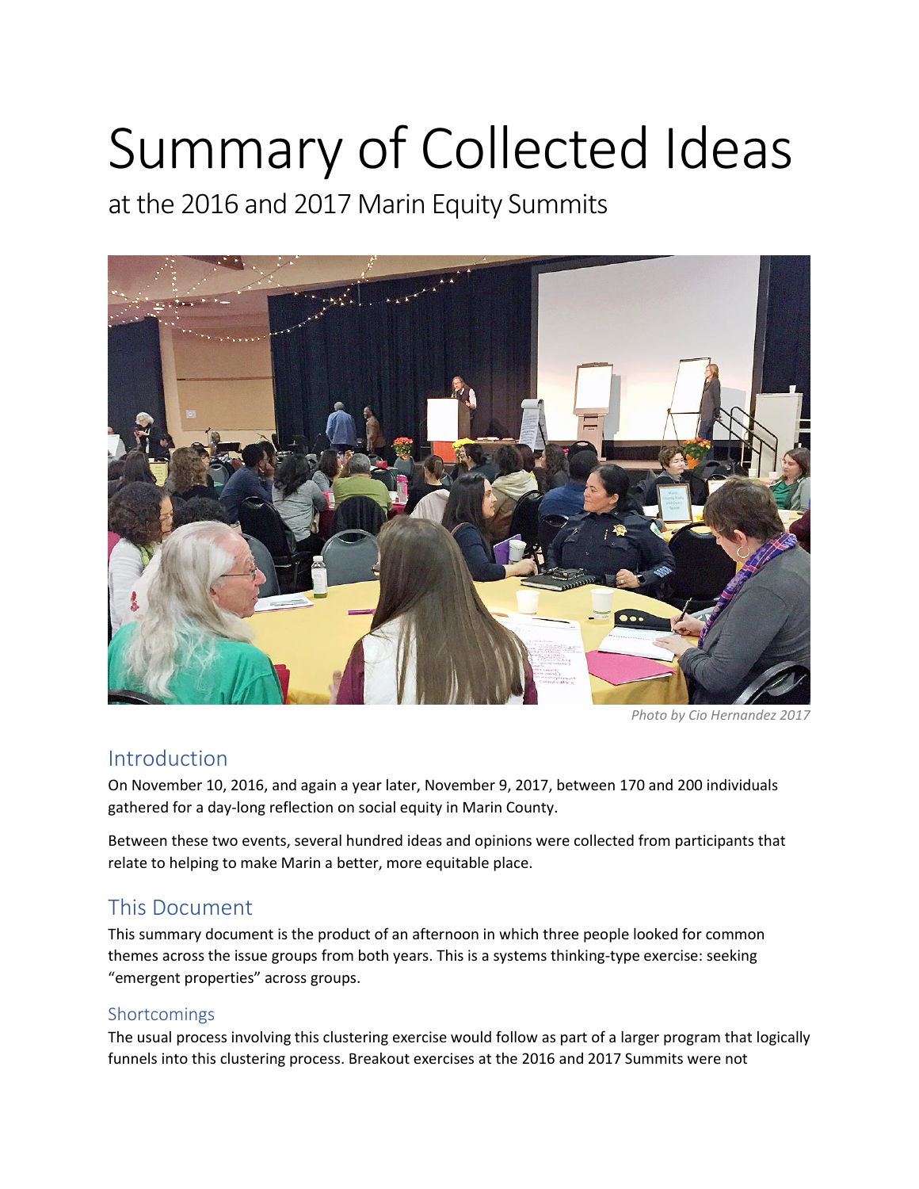# Summary of Collected Ideas

at the 2016 and 2017 Marin Equity Summits

*Photo by Cio Hernandez 2017*

## Introduction

On November 10, 2016, and again a year later, November 9, 2017, between 170 and 200 individuals gathered for a day-long reflection on social equity in Marin County.

Between these two events, several hundred ideas and opinions were collected from participants that relate to helping to make Marin a better, more equitable place.

## This Document

This summary document is the product of an afternoon in which three people looked for common themes across the issue groups from both years. This is a systems thinking-type exercise: seeking "emergent properties" across groups.

### Shortcomings

The usual process involving this clustering exercise would follow as part of a larger program that logically funnels into this clustering process. Breakout exercises at the 2016 and 2017 Summits were not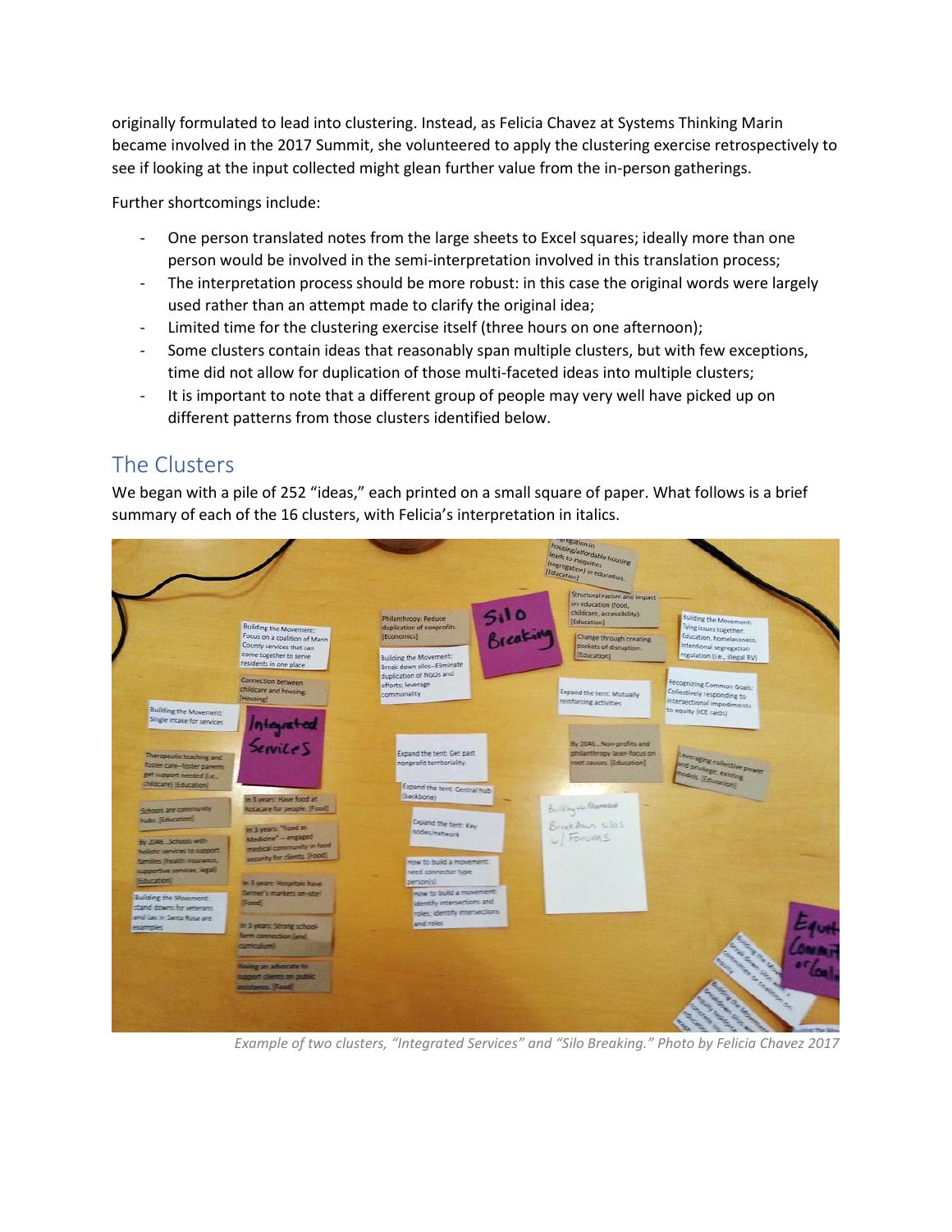originally formulated to lead into clustering. Instead, as Felicia Chavez at Systems Thinking Marin became involved in the 2017 Summit, she volunteered to apply the clustering exercise retrospectively to see if looking at the input collected might glean further value from the in-person gatherings.

Further shortcomings include:

- One person translated notes from the large sheets to Excel squares; ideally more than one person would be involved in the semi-interpretation involved in this translation process;
- The interpretation process should be more robust: in this case the original words were largely used rather than an attempt made to clarify the original idea;
- Limited time for the clustering exercise itself (three hours on one afternoon);
- Some clusters contain ideas that reasonably span multiple clusters, but with few exceptions, time did not allow for duplication of those multi-faceted ideas into multiple clusters;
- It is important to note that a different group of people may very well have picked up on different patterns from those clusters identified below.

## The Clusters

We began with a pile of 252 "ideas," each printed on a small square of paper. What follows is a brief summary of each of the 16 clusters, with Felicia's interpretation in italics.

*Example of two clusters, "Integrated Services" and "Silo Breaking." Photo by Felicia Chavez 2017*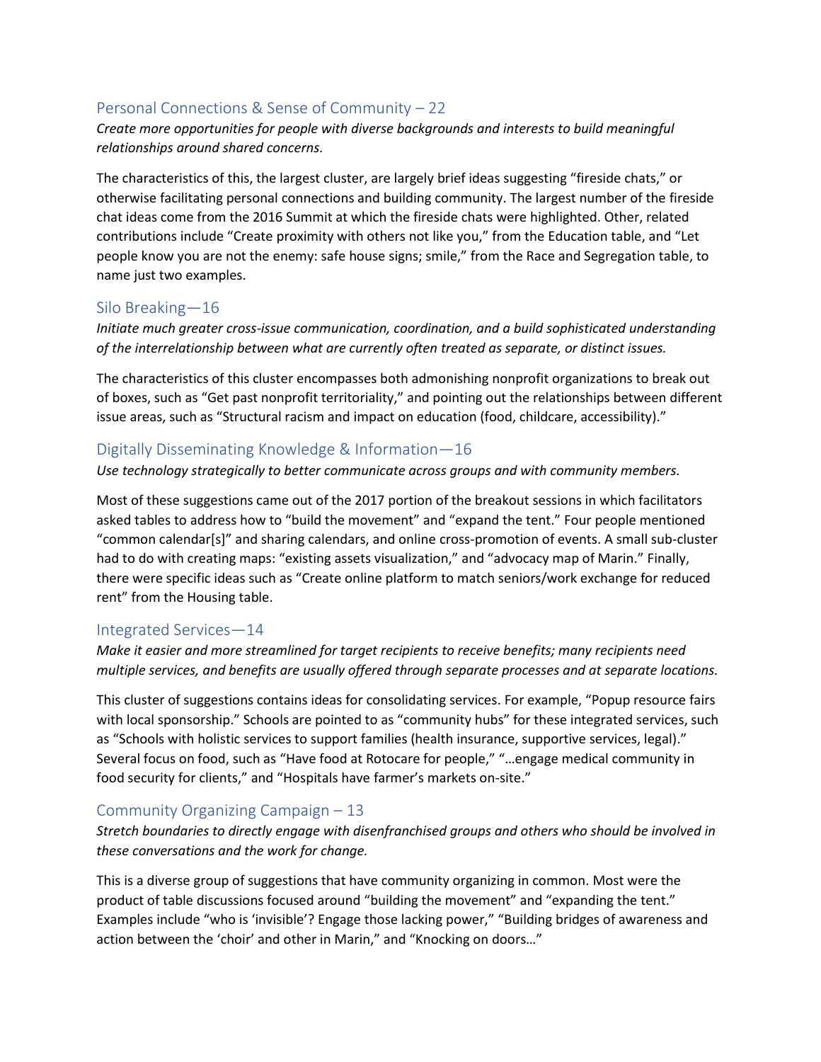## Personal Connections & Sense of Community – 22

*Create more opportunities for people with diverse backgrounds and interests to build meaningful relationships around shared concerns.*

The characteristics of this, the largest cluster, are largely brief ideas suggesting "fireside chats," or otherwise facilitating personal connections and building community. The largest number of the fireside chat ideas come from the 2016 Summit at which the fireside chats were highlighted. Other, related contributions include "Create proximity with others not like you," from the Education table, and "Let people know you are not the enemy: safe house signs; smile," from the Race and Segregation table, to name just two examples.

## Silo Breaking—16

*Initiate much greater cross-issue communication, coordination, and a build sophisticated understanding of the interrelationship between what are currently often treated as separate, or distinct issues.*

The characteristics of this cluster encompasses both admonishing nonprofit organizations to break out of boxes, such as "Get past nonprofit territoriality," and pointing out the relationships between different issue areas, such as "Structural racism and impact on education (food, childcare, accessibility)."

## Digitally Disseminating Knowledge & Information—16

*Use technology strategically to better communicate across groups and with community members.*

Most of these suggestions came out of the 2017 portion of the breakout sessions in which facilitators asked tables to address how to "build the movement" and "expand the tent." Four people mentioned "common calendar[s]" and sharing calendars, and online cross-promotion of events. A small sub-cluster had to do with creating maps: "existing assets visualization," and "advocacy map of Marin." Finally, there were specific ideas such as "Create online platform to match seniors/work exchange for reduced rent" from the Housing table.

## Integrated Services—14

*Make it easier and more streamlined for target recipients to receive benefits; many recipients need multiple services, and benefits are usually offered through separate processes and at separate locations.*

This cluster of suggestions contains ideas for consolidating services. For example, "Popup resource fairs with local sponsorship." Schools are pointed to as "community hubs" for these integrated services, such as "Schools with holistic services to support families (health insurance, supportive services, legal)." Several focus on food, such as "Have food at Rotocare for people," "…engage medical community in food security for clients," and "Hospitals have farmer's markets on-site."

## Community Organizing Campaign – 13

*Stretch boundaries to directly engage with disenfranchised groups and others who should be involved in these conversations and the work for change.*

This is a diverse group of suggestions that have community organizing in common. Most were the product of table discussions focused around "building the movement" and "expanding the tent." Examples include "who is 'invisible'? Engage those lacking power," "Building bridges of awareness and action between the 'choir' and other in Marin," and "Knocking on doors…"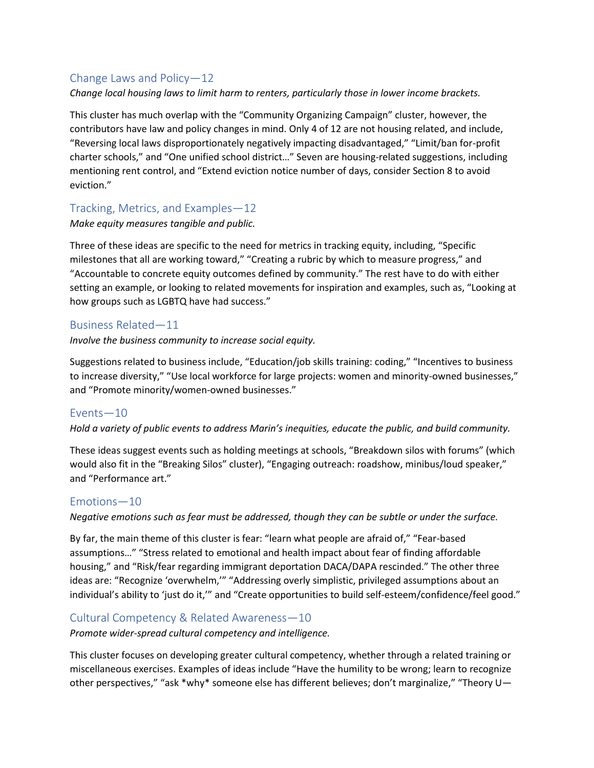## Change Laws and Policy—12

*Change local housing laws to limit harm to renters, particularly those in lower income brackets.*

This cluster has much overlap with the "Community Organizing Campaign" cluster, however, the contributors have law and policy changes in mind. Only 4 of 12 are not housing related, and include, "Reversing local laws disproportionately negatively impacting disadvantaged," "Limit/ban for-profit charter schools," and "One unified school district…" Seven are housing-related suggestions, including mentioning rent control, and "Extend eviction notice number of days, consider Section 8 to avoid eviction."

## Tracking, Metrics, and Examples—12

*Make equity measures tangible and public.*

Three of these ideas are specific to the need for metrics in tracking equity, including, "Specific milestones that all are working toward," "Creating a rubric by which to measure progress," and "Accountable to concrete equity outcomes defined by community." The rest have to do with either setting an example, or looking to related movements for inspiration and examples, such as, "Looking at how groups such as LGBTQ have had success."

## Business Related—11

*Involve the business community to increase social equity.*

Suggestions related to business include, "Education/job skills training: coding," "Incentives to business to increase diversity," "Use local workforce for large projects: women and minority-owned businesses," and "Promote minority/women-owned businesses."

## Events—10

*Hold a variety of public events to address Marin's inequities, educate the public, and build community.*

These ideas suggest events such as holding meetings at schools, "Breakdown silos with forums" (which would also fit in the "Breaking Silos" cluster), "Engaging outreach: roadshow, minibus/loud speaker," and "Performance art."

## Emotions—10

*Negative emotions such as fear must be addressed, though they can be subtle or under the surface.*

By far, the main theme of this cluster is fear: "learn what people are afraid of," "Fear-based assumptions…" "Stress related to emotional and health impact about fear of finding affordable housing," and "Risk/fear regarding immigrant deportation DACA/DAPA rescinded." The other three ideas are: "Recognize 'overwhelm,'" "Addressing overly simplistic, privileged assumptions about an individual's ability to 'just do it,'" and "Create opportunities to build self-esteem/confidence/feel good."

## Cultural Competency & Related Awareness—10

*Promote wider-spread cultural competency and intelligence.*

This cluster focuses on developing greater cultural competency, whether through a related training or miscellaneous exercises. Examples of ideas include "Have the humility to be wrong; learn to recognize other perspectives," "ask *why* someone else has different believes; don't marginalize," "Theory U—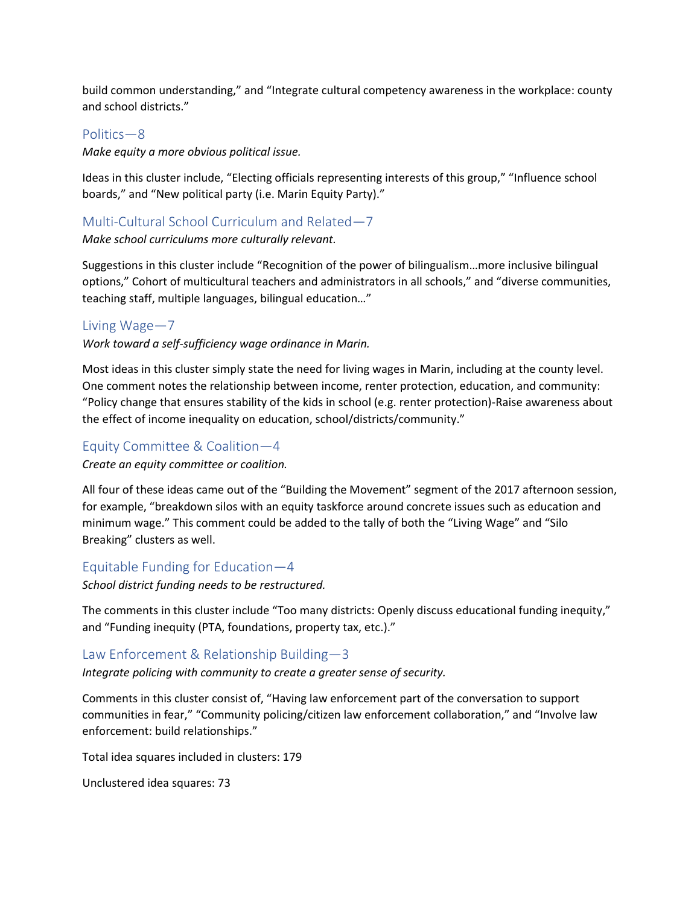build common understanding," and "Integrate cultural competency awareness in the workplace: county and school districts."

## Politics—8

*Make equity a more obvious political issue.*

Ideas in this cluster include, "Electing officials representing interests of this group," "Influence school boards," and "New political party (i.e. Marin Equity Party)."

## Multi-Cultural School Curriculum and Related—7

*Make school curriculums more culturally relevant.*

Suggestions in this cluster include "Recognition of the power of bilingualism…more inclusive bilingual options," Cohort of multicultural teachers and administrators in all schools," and "diverse communities, teaching staff, multiple languages, bilingual education…"

## Living Wage—7

*Work toward a self-sufficiency wage ordinance in Marin.*

Most ideas in this cluster simply state the need for living wages in Marin, including at the county level. One comment notes the relationship between income, renter protection, education, and community: "Policy change that ensures stability of the kids in school (e.g. renter protection)-Raise awareness about the effect of income inequality on education, school/districts/community."

## Equity Committee & Coalition—4

*Create an equity committee or coalition.*

All four of these ideas came out of the "Building the Movement" segment of the 2017 afternoon session, for example, "breakdown silos with an equity taskforce around concrete issues such as education and minimum wage." This comment could be added to the tally of both the "Living Wage" and "Silo Breaking" clusters as well.

## Equitable Funding for Education—4

*School district funding needs to be restructured.*

The comments in this cluster include "Too many districts: Openly discuss educational funding inequity," and "Funding inequity (PTA, foundations, property tax, etc.)."

## Law Enforcement & Relationship Building—3

*Integrate policing with community to create a greater sense of security.*

Comments in this cluster consist of, "Having law enforcement part of the conversation to support communities in fear," "Community policing/citizen law enforcement collaboration," and "Involve law enforcement: build relationships."

Total idea squares included in clusters: 179

Unclustered idea squares: 73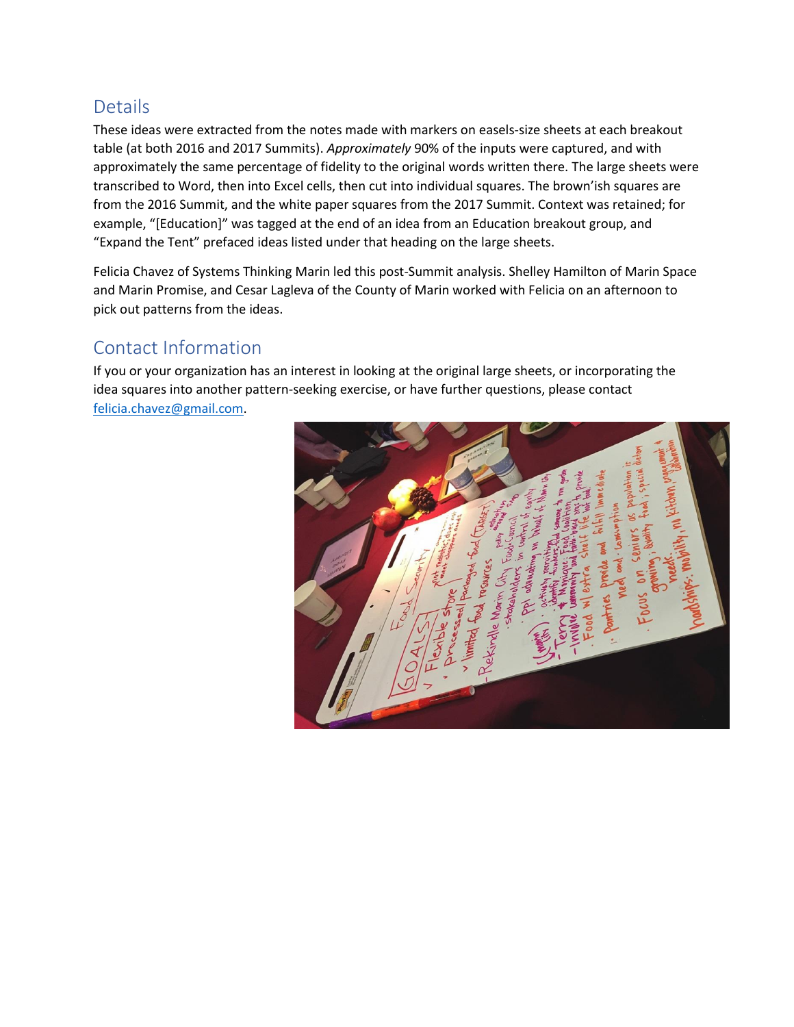## Details

These ideas were extracted from the notes made with markers on easels-size sheets at each breakout table (at both 2016 and 2017 Summits). *Approximately* 90% of the inputs were captured, and with approximately the same percentage of fidelity to the original words written there. The large sheets were transcribed to Word, then into Excel cells, then cut into individual squares. The brown'ish squares are from the 2016 Summit, and the white paper squares from the 2017 Summit. Context was retained; for example, "[Education]" was tagged at the end of an idea from an Education breakout group, and "Expand the Tent" prefaced ideas listed under that heading on the large sheets.

Felicia Chavez of Systems Thinking Marin led this post-Summit analysis. Shelley Hamilton of Marin Space and Marin Promise, and Cesar Lagleva of the County of Marin worked with Felicia on an afternoon to pick out patterns from the ideas.

## Contact Information

If you or your organization has an interest in looking at the original large sheets, or incorporating the idea squares into another pattern-seeking exercise, or have further questions, please contact felicia.chavez@gmail.com.